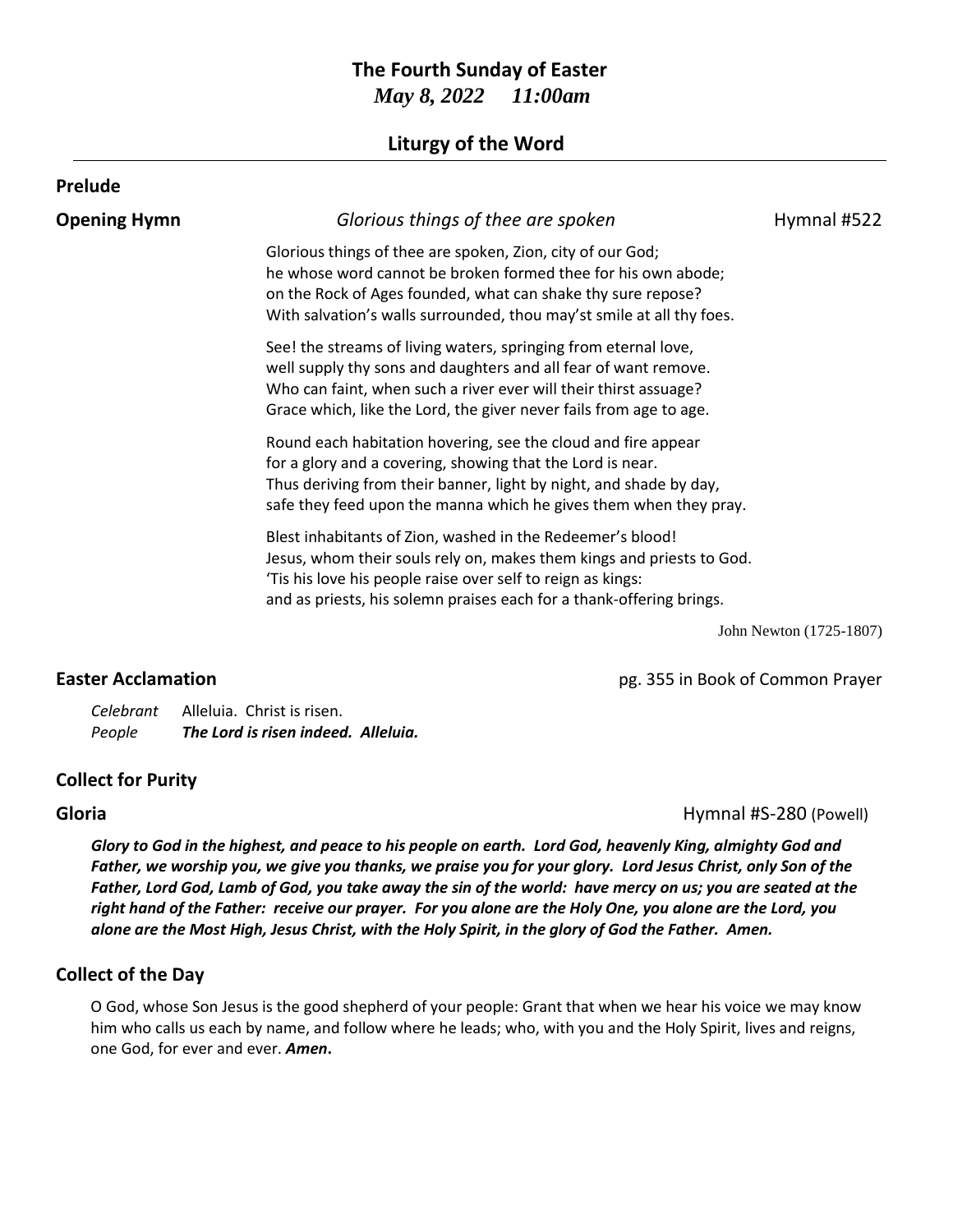# The Fourth Sunday of Easter

*May 8, 2022 11:00am*

## Liturgy of the Word

**Prelude**

**Opening Hymn** *Glorious things of thee are spoken* Hymnal #522

Glorious things of thee are spoken, Zion, city of our God;
he whose word cannot be broken formed thee for his own abode;
on the Rock of Ages founded, what can shake thy sure repose?
With salvation's walls surrounded, thou may'st smile at all thy foes.

See! the streams of living waters, springing from eternal love,
well supply thy sons and daughters and all fear of want remove.
Who can faint, when such a river ever will their thirst assuage?
Grace which, like the Lord, the giver never fails from age to age.

Round each habitation hovering, see the cloud and fire appear
for a glory and a covering, showing that the Lord is near.
Thus deriving from their banner, light by night, and shade by day,
safe they feed upon the manna which he gives them when they pray.

Blest inhabitants of Zion, washed in the Redeemer's blood!
Jesus, whom their souls rely on, makes them kings and priests to God.
'Tis his love his people raise over self to reign as kings:
and as priests, his solemn praises each for a thank-offering brings.

John Newton (1725-1807)

**Easter Acclamation** pg. 355 in Book of Common Prayer

*Celebrant* Alleluia. Christ is risen.
*People* ***The Lord is risen indeed. Alleluia.***

**Collect for Purity**

**Gloria** Hymnal #S-280 (Powell)

***Glory to God in the highest, and peace to his people on earth. Lord God, heavenly King, almighty God and Father, we worship you, we give you thanks, we praise you for your glory. Lord Jesus Christ, only Son of the Father, Lord God, Lamb of God, you take away the sin of the world: have mercy on us; you are seated at the right hand of the Father: receive our prayer. For you alone are the Holy One, you alone are the Lord, you alone are the Most High, Jesus Christ, with the Holy Spirit, in the glory of God the Father. Amen.***

**Collect of the Day**

O God, whose Son Jesus is the good shepherd of your people: Grant that when we hear his voice we may know him who calls us each by name, and follow where he leads; who, with you and the Holy Spirit, lives and reigns, one God, for ever and ever. ***Amen*.**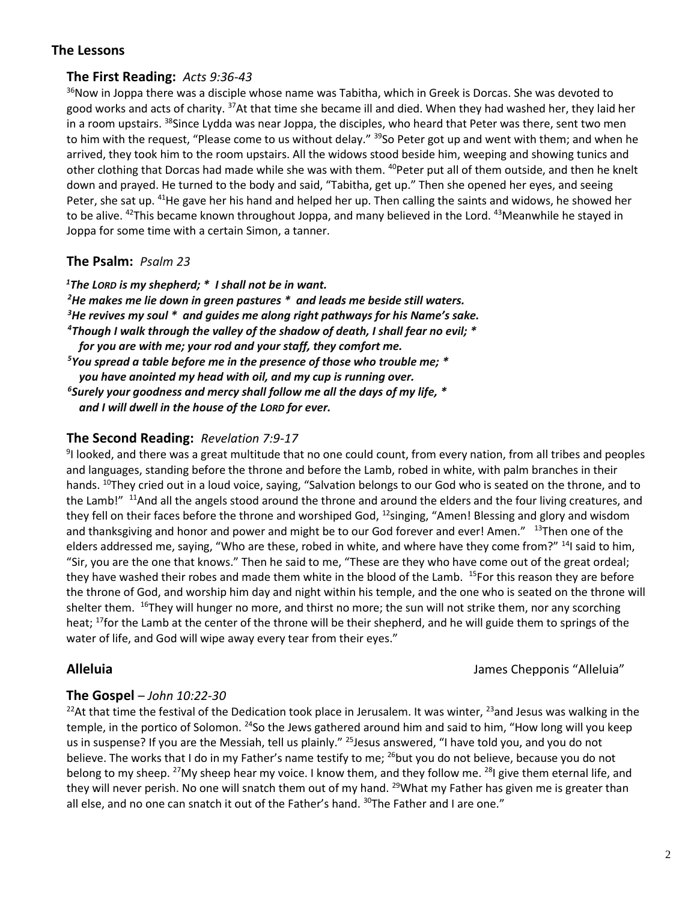## The Lessons

### The First Reading: *Acts 9:36-43*

[36]Now in Joppa there was a disciple whose name was Tabitha, which in Greek is Dorcas. She was devoted to good works and acts of charity. [37]At that time she became ill and died. When they had washed her, they laid her in a room upstairs. [38]Since Lydda was near Joppa, the disciples, who heard that Peter was there, sent two men to him with the request, "Please come to us without delay." [39]So Peter got up and went with them; and when he arrived, they took him to the room upstairs. All the widows stood beside him, weeping and showing tunics and other clothing that Dorcas had made while she was with them. [40]Peter put all of them outside, and then he knelt down and prayed. He turned to the body and said, "Tabitha, get up." Then she opened her eyes, and seeing Peter, she sat up. [41]He gave her his hand and helped her up. Then calling the saints and widows, he showed her to be alive. [42]This became known throughout Joppa, and many believed in the Lord. [43]Meanwhile he stayed in Joppa for some time with a certain Simon, a tanner.

### The Psalm: *Psalm 23*

***[1]The LORD is my shepherd; * I shall not be in want.***
***[2]He makes me lie down in green pastures * and leads me beside still waters.***
***[3]He revives my soul * and guides me along right pathways for his Name's sake.***
***[4]Though I walk through the valley of the shadow of death, I shall fear no evil; ***
***for you are with me; your rod and your staff, they comfort me.***
***[5]You spread a table before me in the presence of those who trouble me; ***
***you have anointed my head with oil, and my cup is running over.***
***[6]Surely your goodness and mercy shall follow me all the days of my life, ***
***and I will dwell in the house of the LORD for ever.***

### The Second Reading: *Revelation 7:9-17*

[9]I looked, and there was a great multitude that no one could count, from every nation, from all tribes and peoples and languages, standing before the throne and before the Lamb, robed in white, with palm branches in their hands. [10]They cried out in a loud voice, saying, "Salvation belongs to our God who is seated on the throne, and to the Lamb!" [11]And all the angels stood around the throne and around the elders and the four living creatures, and they fell on their faces before the throne and worshiped God, [12]singing, "Amen! Blessing and glory and wisdom and thanksgiving and honor and power and might be to our God forever and ever! Amen." [13]Then one of the elders addressed me, saying, "Who are these, robed in white, and where have they come from?" [14]I said to him, "Sir, you are the one that knows." Then he said to me, "These are they who have come out of the great ordeal; they have washed their robes and made them white in the blood of the Lamb. [15]For this reason they are before the throne of God, and worship him day and night within his temple, and the one who is seated on the throne will shelter them. [16]They will hunger no more, and thirst no more; the sun will not strike them, nor any scorching heat; [17]for the Lamb at the center of the throne will be their shepherd, and he will guide them to springs of the water of life, and God will wipe away every tear from their eyes."

**Alleluia** James Chepponis "Alleluia"

### The Gospel – *John 10:22-30*

[22]At that time the festival of the Dedication took place in Jerusalem. It was winter, [23]and Jesus was walking in the temple, in the portico of Solomon. [24]So the Jews gathered around him and said to him, "How long will you keep us in suspense? If you are the Messiah, tell us plainly." [25]Jesus answered, "I have told you, and you do not believe. The works that I do in my Father's name testify to me; [26]but you do not believe, because you do not belong to my sheep. [27]My sheep hear my voice. I know them, and they follow me. [28]I give them eternal life, and they will never perish. No one will snatch them out of my hand. [29]What my Father has given me is greater than all else, and no one can snatch it out of the Father's hand. [30]The Father and I are one."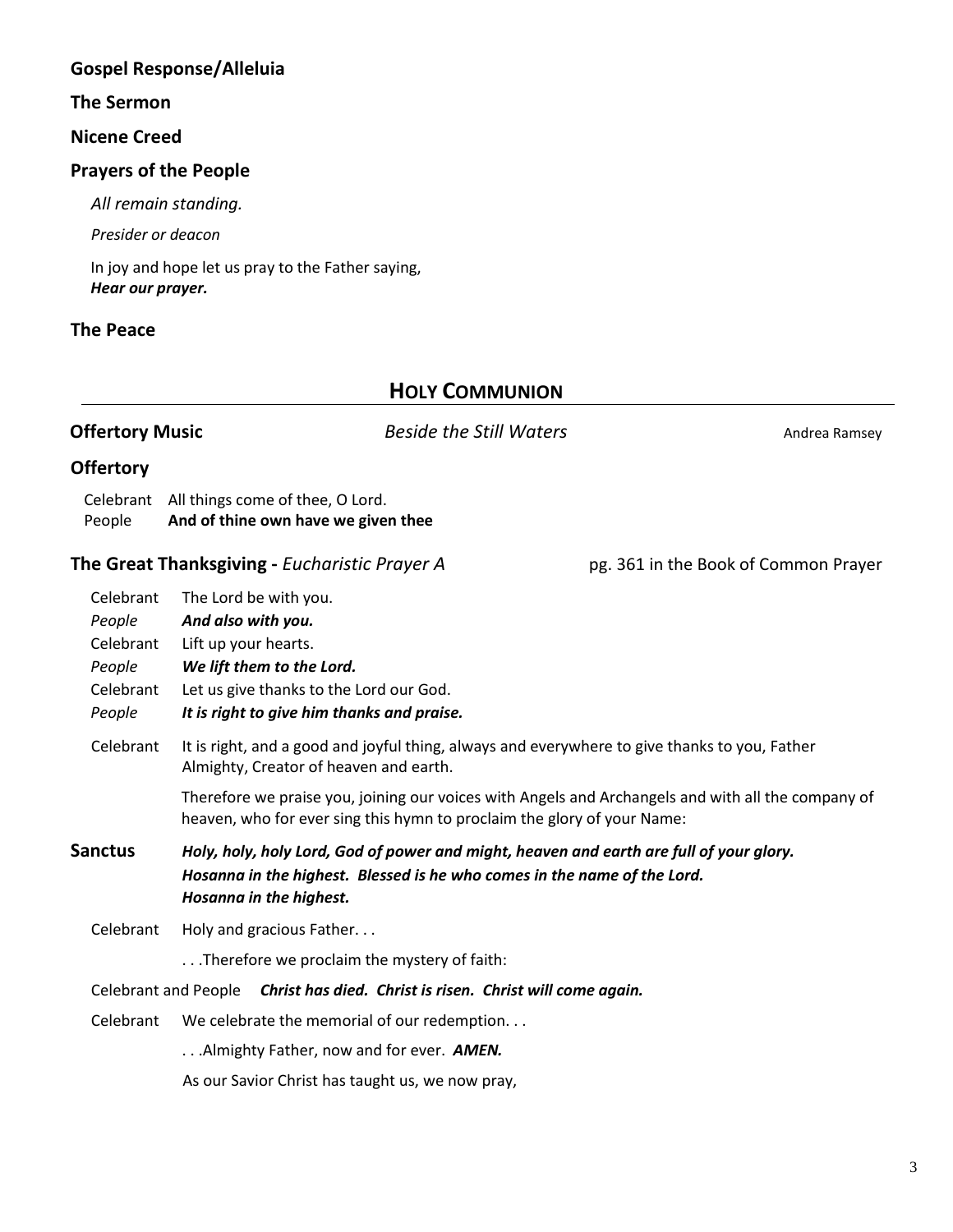**Gospel Response/Alleluia**

**The Sermon**

**Nicene Creed**

**Prayers of the People**

*All remain standing.*

*Presider or deacon*

In joy and hope let us pray to the Father saying,
***Hear our prayer.***

**The Peace**

## HOLY COMMUNION

**Offertory Music** *Beside the Still Waters* Andrea Ramsey

**Offertory**

Celebrant All things come of thee, O Lord.
People **And of thine own have we given thee**

**The Great Thanksgiving -** *Eucharistic Prayer A* pg. 361 in the Book of Common Prayer

Celebrant The Lord be with you.
*People* ***And also with you.***
Celebrant Lift up your hearts.
*People* ***We lift them to the Lord.***
Celebrant Let us give thanks to the Lord our God.
*People* ***It is right to give him thanks and praise.***

Celebrant It is right, and a good and joyful thing, always and everywhere to give thanks to you, Father Almighty, Creator of heaven and earth.

Therefore we praise you, joining our voices with Angels and Archangels and with all the company of heaven, who for ever sing this hymn to proclaim the glory of your Name:

**Sanctus** ***Holy, holy, holy Lord, God of power and might, heaven and earth are full of your glory. Hosanna in the highest. Blessed is he who comes in the name of the Lord. Hosanna in the highest.***

Celebrant Holy and gracious Father. . .

. . .Therefore we proclaim the mystery of faith:

Celebrant and People ***Christ has died. Christ is risen. Christ will come again.***

Celebrant We celebrate the memorial of our redemption. . .

. . .Almighty Father, now and for ever. ***AMEN.***

As our Savior Christ has taught us, we now pray,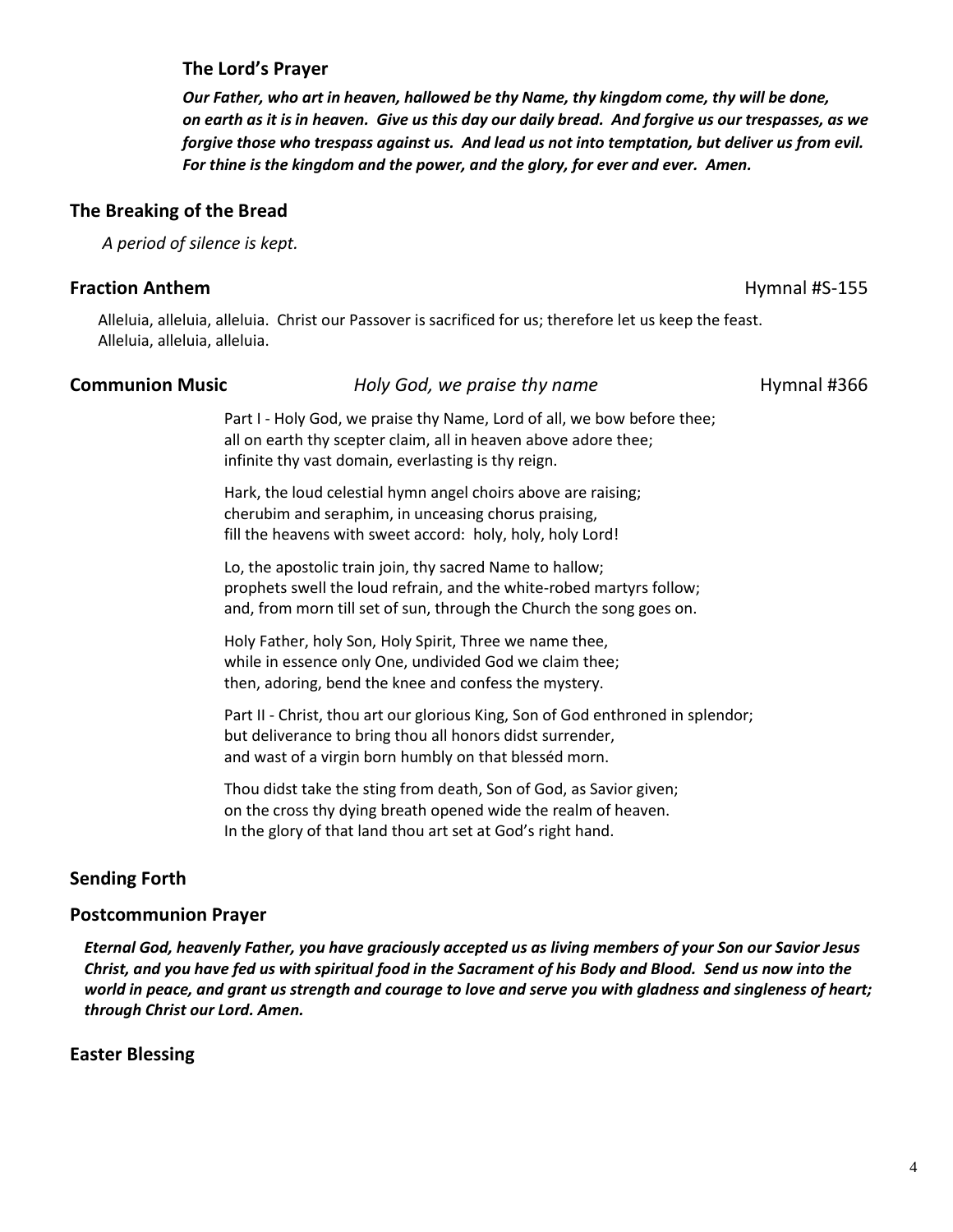### The Lord's Prayer

***Our Father, who art in heaven, hallowed be thy Name, thy kingdom come, thy will be done, on earth as it is in heaven. Give us this day our daily bread. And forgive us our trespasses, as we forgive those who trespass against us. And lead us not into temptation, but deliver us from evil. For thine is the kingdom and the power, and the glory, for ever and ever. Amen.***

## The Breaking of the Bread

*A period of silence is kept.*

## Fraction Anthem — Hymnal #S-155

Alleluia, alleluia, alleluia. Christ our Passover is sacrificed for us; therefore let us keep the feast. Alleluia, alleluia, alleluia.

## Communion Music — *Holy God, we praise thy name* — Hymnal #366

Part I - Holy God, we praise thy Name, Lord of all, we bow before thee;
all on earth thy scepter claim, all in heaven above adore thee;
infinite thy vast domain, everlasting is thy reign.

Hark, the loud celestial hymn angel choirs above are raising;
cherubim and seraphim, in unceasing chorus praising,
fill the heavens with sweet accord: holy, holy, holy Lord!

Lo, the apostolic train join, thy sacred Name to hallow;
prophets swell the loud refrain, and the white-robed martyrs follow;
and, from morn till set of sun, through the Church the song goes on.

Holy Father, holy Son, Holy Spirit, Three we name thee,
while in essence only One, undivided God we claim thee;
then, adoring, bend the knee and confess the mystery.

Part II - Christ, thou art our glorious King, Son of God enthroned in splendor;
but deliverance to bring thou all honors didst surrender,
and wast of a virgin born humbly on that blesséd morn.

Thou didst take the sting from death, Son of God, as Savior given;
on the cross thy dying breath opened wide the realm of heaven.
In the glory of that land thou art set at God's right hand.

## Sending Forth

## Postcommunion Prayer

***Eternal God, heavenly Father, you have graciously accepted us as living members of your Son our Savior Jesus Christ, and you have fed us with spiritual food in the Sacrament of his Body and Blood. Send us now into the world in peace, and grant us strength and courage to love and serve you with gladness and singleness of heart; through Christ our Lord. Amen.***

## Easter Blessing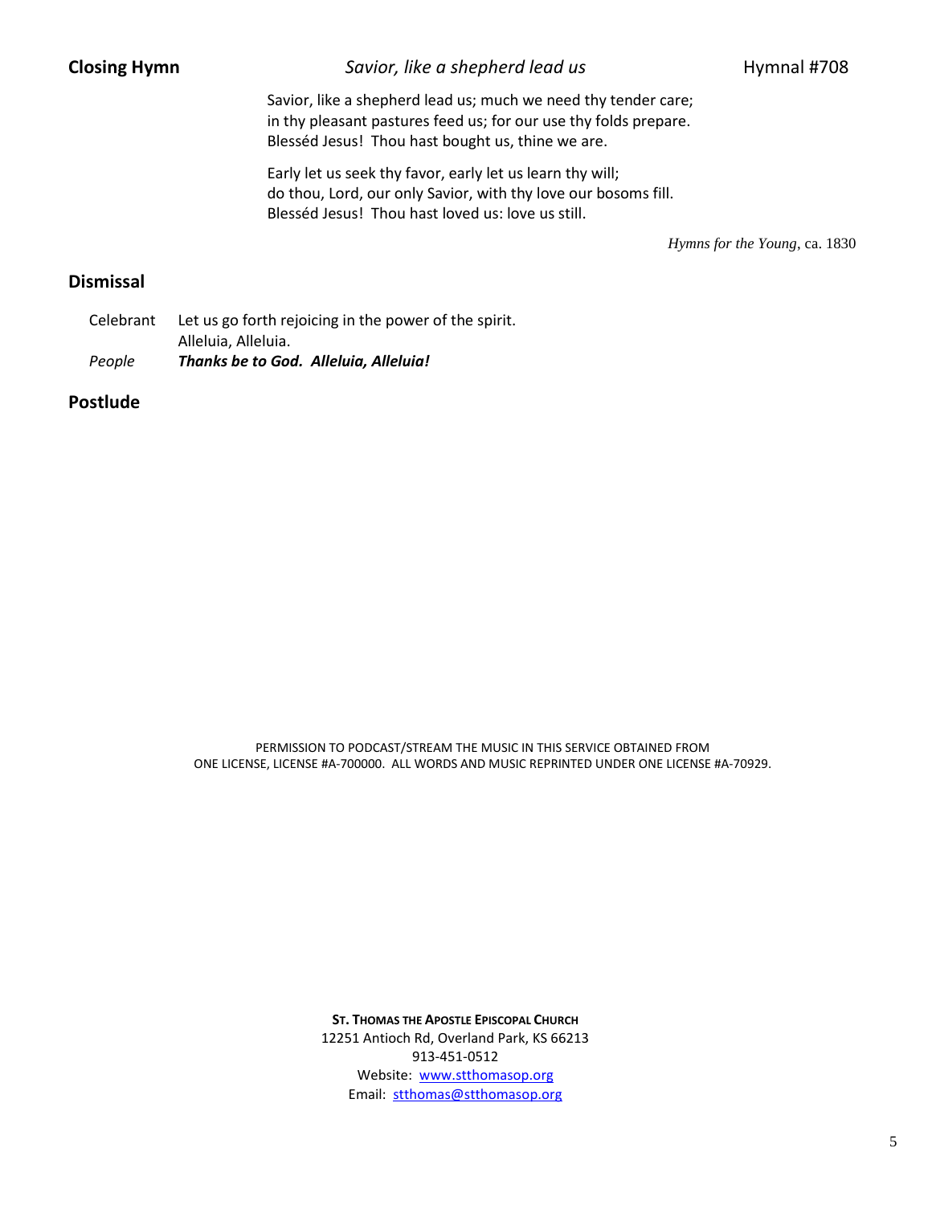**Closing Hymn** *Savior, like a shepherd lead us* Hymnal #708

Savior, like a shepherd lead us; much we need thy tender care;
in thy pleasant pastures feed us; for our use thy folds prepare.
Blesséd Jesus! Thou hast bought us, thine we are.

Early let us seek thy favor, early let us learn thy will;
do thou, Lord, our only Savior, with thy love our bosoms fill.
Blesséd Jesus! Thou hast loved us: love us still.

*Hymns for the Young*, ca. 1830

## Dismissal

Celebrant Let us go forth rejoicing in the power of the spirit.
Alleluia, Alleluia.
*People* ***Thanks be to God. Alleluia, Alleluia!***

## Postlude

PERMISSION TO PODCAST/STREAM THE MUSIC IN THIS SERVICE OBTAINED FROM ONE LICENSE, LICENSE #A-700000. ALL WORDS AND MUSIC REPRINTED UNDER ONE LICENSE #A-70929.

**ST. THOMAS THE APOSTLE EPISCOPAL CHURCH**
12251 Antioch Rd, Overland Park, KS 66213
913-451-0512
Website: www.stthomasop.org
Email: stthomas@stthomasop.org